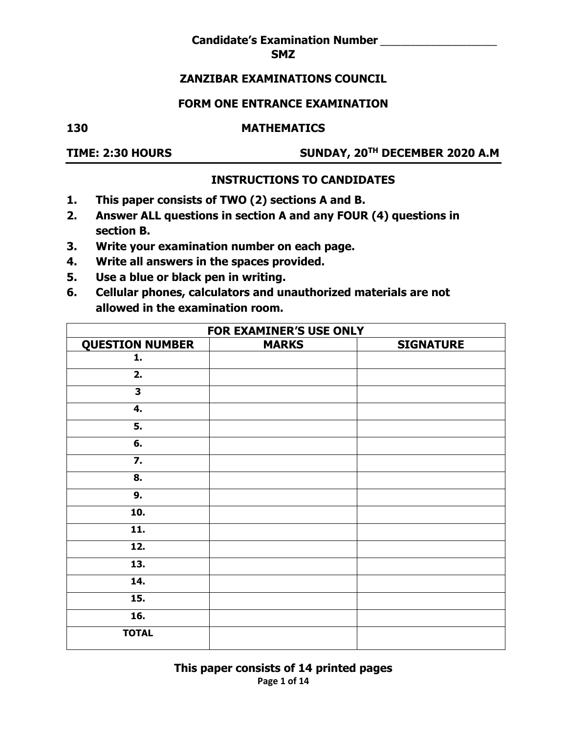**Candidate's Examination Number \_\_\_\_\_\_\_\_\_\_\_\_\_\_\_\_\_\_**

**SMZ**

# ZANZIBAR EXAMINATIONS COUNCIL

## FORM ONE ENTRANCE EXAMINATION

**130** **MATHEMATICS**

**TIME: 2:30 HOURS** **SUNDAY, 20TH DECEMBER 2020 A.M**

### INSTRUCTIONS TO CANDIDATES

1. **This paper consists of TWO (2) sections A and B.**
2. **Answer ALL questions in section A and any FOUR (4) questions in section B.**
3. **Write your examination number on each page.**
4. **Write all answers in the spaces provided.**
5. **Use a blue or black pen in writing.**
6. **Cellular phones, calculators and unauthorized materials are not allowed in the examination room.**

| FOR EXAMINER'S USE ONLY | | |
|---|---|---|
| **QUESTION NUMBER** | **MARKS** | **SIGNATURE** |
| 1. | | |
| 2. | | |
| 3 | | |
| 4. | | |
| 5. | | |
| 6. | | |
| 7. | | |
| 8. | | |
| 9. | | |
| 10. | | |
| 11. | | |
| 12. | | |
| 13. | | |
| 14. | | |
| 15. | | |
| 16. | | |
| **TOTAL** | | |

**This paper consists of 14 printed pages**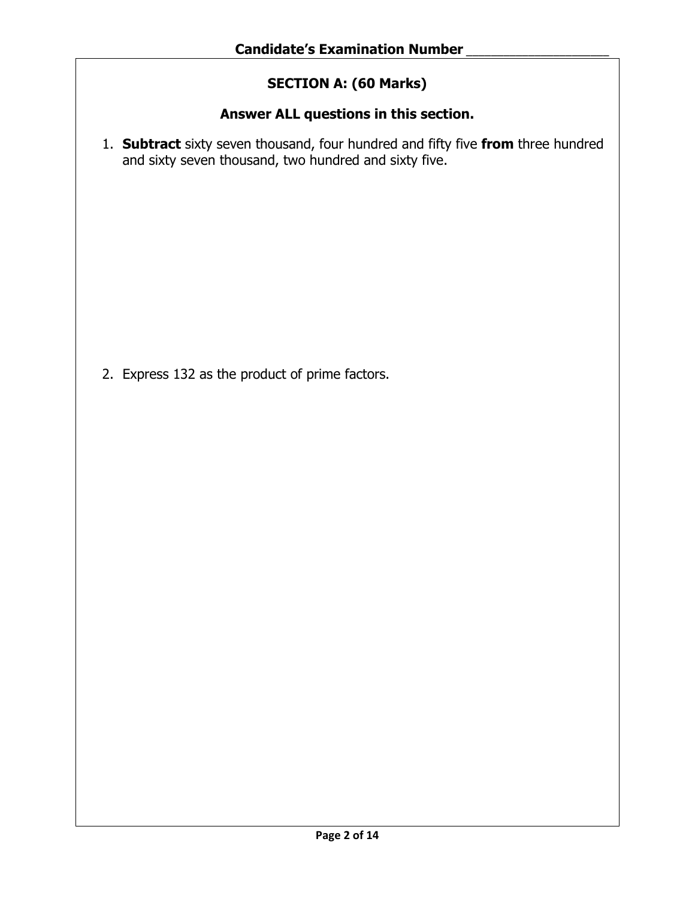**Candidate's Examination Number** ___________________

## SECTION A: (60 Marks)

### Answer ALL questions in this section.

1. **Subtract** sixty seven thousand, four hundred and fifty five **from** three hundred and sixty seven thousand, two hundred and sixty five.

2. Express 132 as the product of prime factors.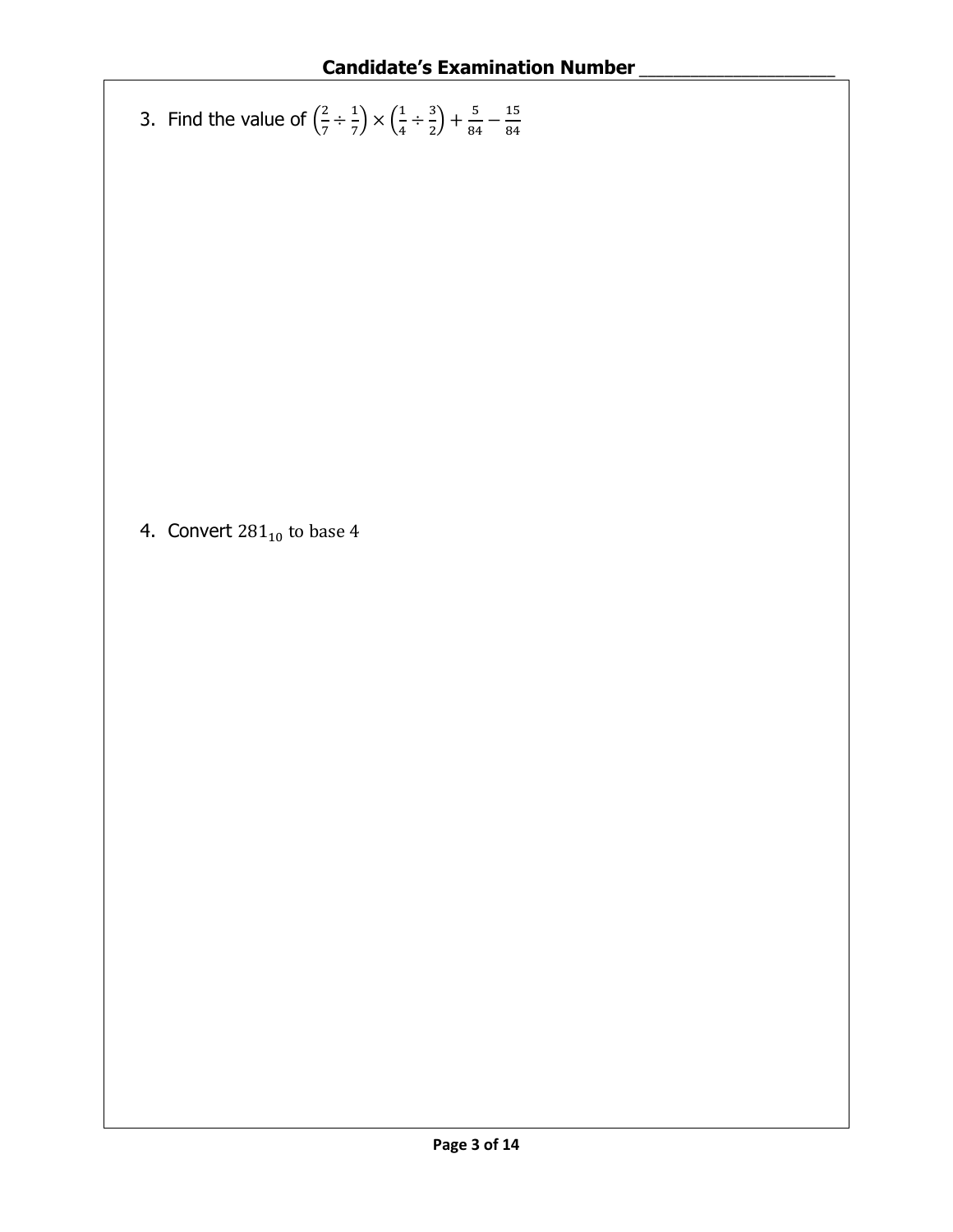3. Find the value of $\left(\frac{2}{7} \div \frac{1}{7}\right) \times \left(\frac{1}{4} \div \frac{3}{2}\right) + \frac{5}{84} - \frac{15}{84}$

4. Convert $281_{10}$ to base 4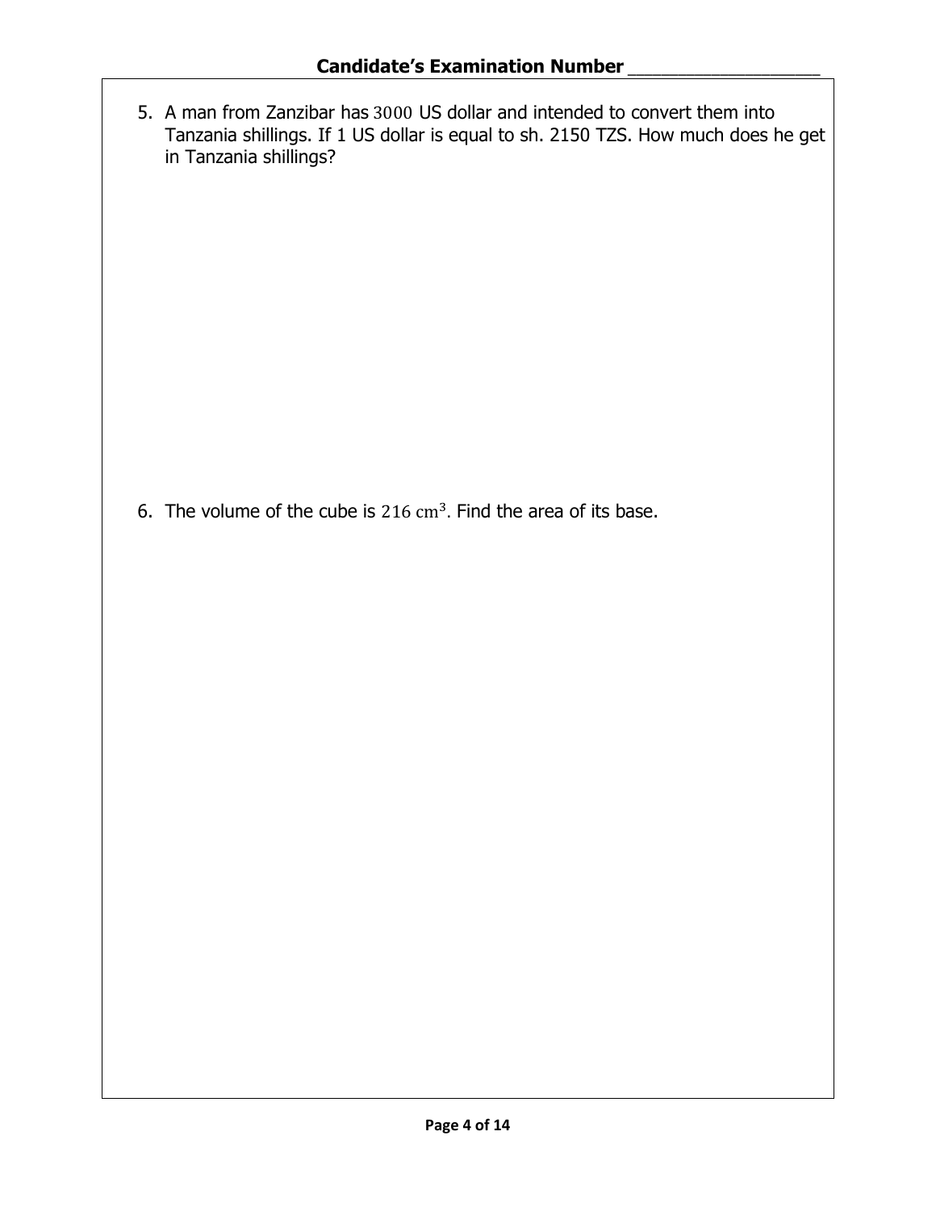**Candidate's Examination Number ___________________**

5. A man from Zanzibar has 3000 US dollar and intended to convert them into Tanzania shillings. If 1 US dollar is equal to sh. 2150 TZS. How much does he get in Tanzania shillings?

6. The volume of the cube is $216 \text{ cm}^3$. Find the area of its base.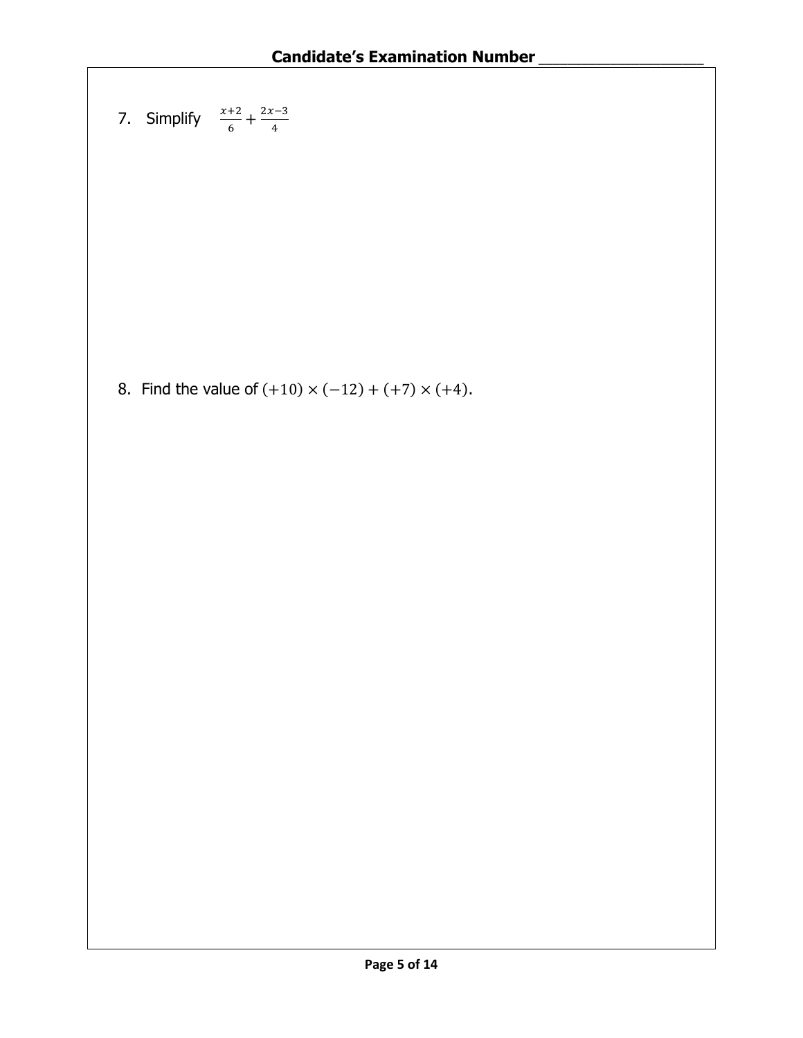Candidate's Examination Number ____________________

7. Simplify $\frac{x+2}{6} + \frac{2x-3}{4}$

8. Find the value of $(+10) \times (-12) + (+7) \times (+4)$.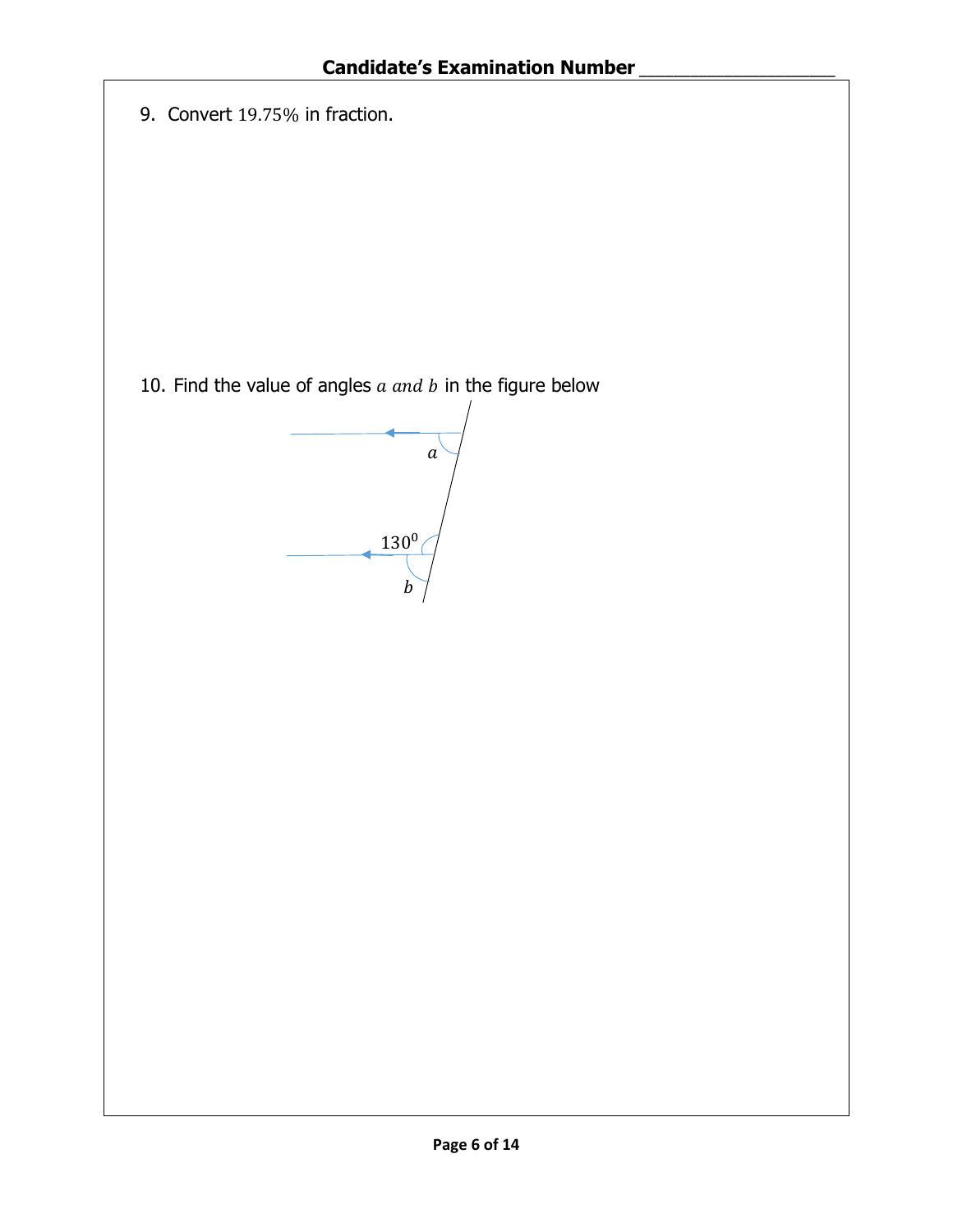9. Convert $19.75\%$ in fraction.

10. Find the value of angles $a$ and $b$ in the figure below

$a$

$130^0$

$b$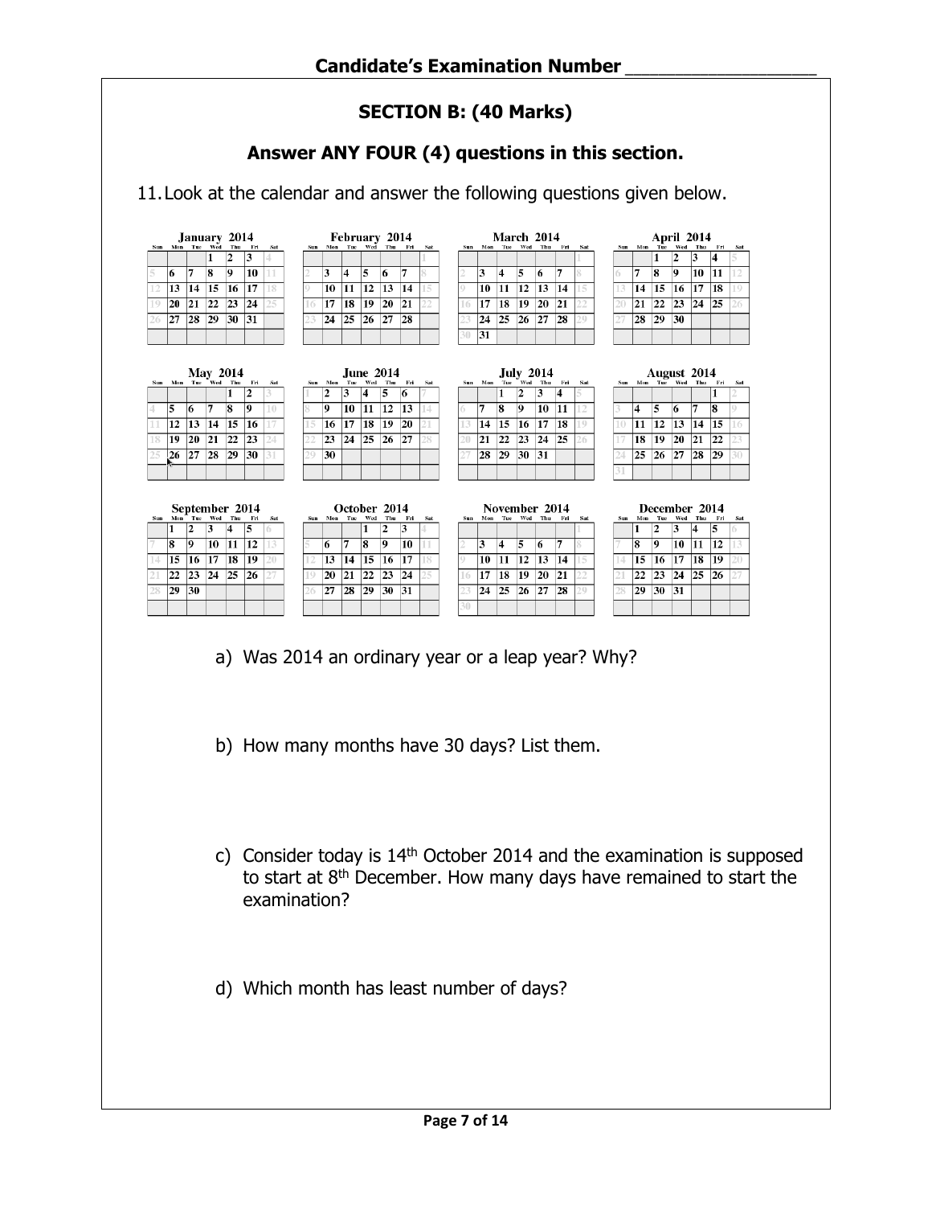## SECTION B: (40 Marks)

### Answer ANY FOUR (4) questions in this section.

11. Look at the calendar and answer the following questions given below.

**January 2014**

| Sun | Mon | Tue | Wed | Thu | Fri | Sat |
|---|---|---|---|---|---|---|
| | | | 1 | 2 | 3 | 4 |
| 5 | 6 | 7 | 8 | 9 | 10 | 11 |
| 12 | 13 | 14 | 15 | 16 | 17 | 18 |
| 19 | 20 | 21 | 22 | 23 | 24 | 25 |
| 26 | 27 | 28 | 29 | 30 | 31 | |

**February 2014**

| Sun | Mon | Tue | Wed | Thu | Fri | Sat |
|---|---|---|---|---|---|---|
| | | | | | | 1 |
| 2 | 3 | 4 | 5 | 6 | 7 | 8 |
| 9 | 10 | 11 | 12 | 13 | 14 | 15 |
| 16 | 17 | 18 | 19 | 20 | 21 | 22 |
| 23 | 24 | 25 | 26 | 27 | 28 | |

**March 2014**

| Sun | Mon | Tue | Wed | Thu | Fri | Sat |
|---|---|---|---|---|---|---|
| | | | | | | 1 |
| 2 | 3 | 4 | 5 | 6 | 7 | 8 |
| 9 | 10 | 11 | 12 | 13 | 14 | 15 |
| 16 | 17 | 18 | 19 | 20 | 21 | 22 |
| 23 | 24 | 25 | 26 | 27 | 28 | 29 |
| 30 | 31 | | | | | |

**April 2014**

| Sun | Mon | Tue | Wed | Thu | Fri | Sat |
|---|---|---|---|---|---|---|
| | | 1 | 2 | 3 | 4 | 5 |
| 6 | 7 | 8 | 9 | 10 | 11 | 12 |
| 13 | 14 | 15 | 16 | 17 | 18 | 19 |
| 20 | 21 | 22 | 23 | 24 | 25 | 26 |
| 27 | 28 | 29 | 30 | | | |

**May 2014**

| Sun | Mon | Tue | Wed | Thu | Fri | Sat |
|---|---|---|---|---|---|---|
| | | | | 1 | 2 | 3 |
| 4 | 5 | 6 | 7 | 8 | 9 | 10 |
| 11 | 12 | 13 | 14 | 15 | 16 | 17 |
| 18 | 19 | 20 | 21 | 22 | 23 | 24 |
| 25 | 26 | 27 | 28 | 29 | 30 | 31 |

**June 2014**

| Sun | Mon | Tue | Wed | Thu | Fri | Sat |
|---|---|---|---|---|---|---|
| 1 | 2 | 3 | 4 | 5 | 6 | 7 |
| 8 | 9 | 10 | 11 | 12 | 13 | 14 |
| 15 | 16 | 17 | 18 | 19 | 20 | 21 |
| 22 | 23 | 24 | 25 | 26 | 27 | 28 |
| 29 | 30 | | | | | |

**July 2014**

| Sun | Mon | Tue | Wed | Thu | Fri | Sat |
|---|---|---|---|---|---|---|
| | | 1 | 2 | 3 | 4 | 5 |
| 6 | 7 | 8 | 9 | 10 | 11 | 12 |
| 13 | 14 | 15 | 16 | 17 | 18 | 19 |
| 20 | 21 | 22 | 23 | 24 | 25 | 26 |
| 27 | 28 | 29 | 30 | 31 | | |

**August 2014**

| Sun | Mon | Tue | Wed | Thu | Fri | Sat |
|---|---|---|---|---|---|---|
| | | | | | 1 | 2 |
| 3 | 4 | 5 | 6 | 7 | 8 | 9 |
| 10 | 11 | 12 | 13 | 14 | 15 | 16 |
| 17 | 18 | 19 | 20 | 21 | 22 | 23 |
| 24 | 25 | 26 | 27 | 28 | 29 | 30 |
| 31 | | | | | | |

**September 2014**

| Sun | Mon | Tue | Wed | Thu | Fri | Sat |
|---|---|---|---|---|---|---|
| | 1 | 2 | 3 | 4 | 5 | 6 |
| 7 | 8 | 9 | 10 | 11 | 12 | 13 |
| 14 | 15 | 16 | 17 | 18 | 19 | 20 |
| 21 | 22 | 23 | 24 | 25 | 26 | 27 |
| 28 | 29 | 30 | | | | |

**October 2014**

| Sun | Mon | Tue | Wed | Thu | Fri | Sat |
|---|---|---|---|---|---|---|
| | | | 1 | 2 | 3 | 4 |
| 5 | 6 | 7 | 8 | 9 | 10 | 11 |
| 12 | 13 | 14 | 15 | 16 | 17 | 18 |
| 19 | 20 | 21 | 22 | 23 | 24 | 25 |
| 26 | 27 | 28 | 29 | 30 | 31 | |

**November 2014**

| Sun | Mon | Tue | Wed | Thu | Fri | Sat |
|---|---|---|---|---|---|---|
| | | | | | | 1 |
| 2 | 3 | 4 | 5 | 6 | 7 | 8 |
| 9 | 10 | 11 | 12 | 13 | 14 | 15 |
| 16 | 17 | 18 | 19 | 20 | 21 | 22 |
| 23 | 24 | 25 | 26 | 27 | 28 | 29 |
| 30 | | | | | | |

**December 2014**

| Sun | Mon | Tue | Wed | Thu | Fri | Sat |
|---|---|---|---|---|---|---|
| | 1 | 2 | 3 | 4 | 5 | 6 |
| 7 | 8 | 9 | 10 | 11 | 12 | 13 |
| 14 | 15 | 16 | 17 | 18 | 19 | 20 |
| 21 | 22 | 23 | 24 | 25 | 26 | 27 |
| 28 | 29 | 30 | 31 | | | |

a) Was 2014 an ordinary year or a leap year? Why?

b) How many months have 30 days? List them.

c) Consider today is 14th October 2014 and the examination is supposed to start at 8th December. How many days have remained to start the examination?

d) Which month has least number of days?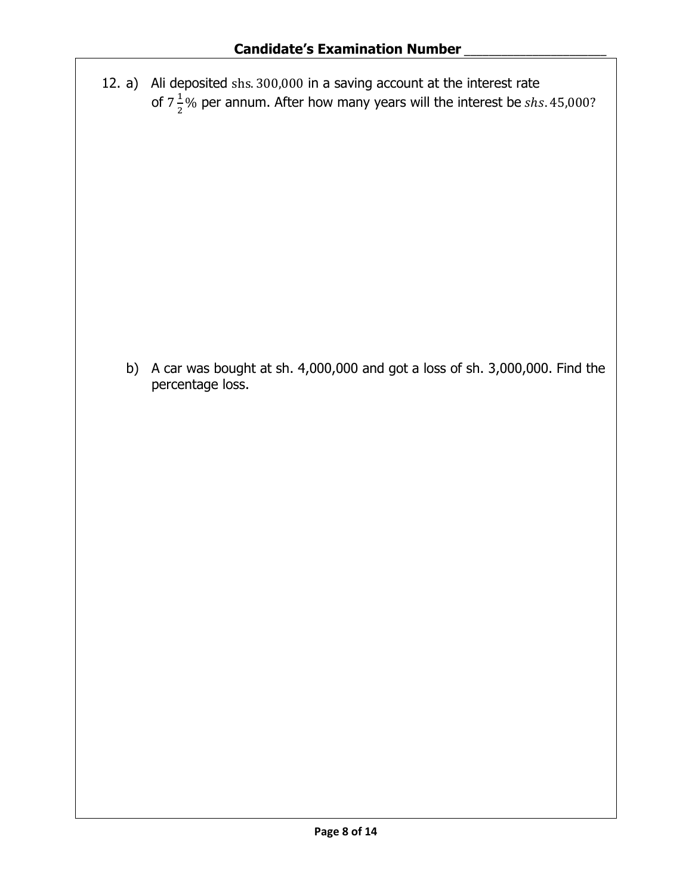**Candidate's Examination Number \_\_\_\_\_\_\_\_\_\_\_\_\_\_\_\_\_\_\_\_**

12. a) Ali deposited $\text{shs. } 300{,}000$ in a saving account at the interest rate of $7\frac{1}{2}\%$ per annum. After how many years will the interest be $shs. 45{,}000$?

b) A car was bought at sh. 4,000,000 and got a loss of sh. 3,000,000. Find the percentage loss.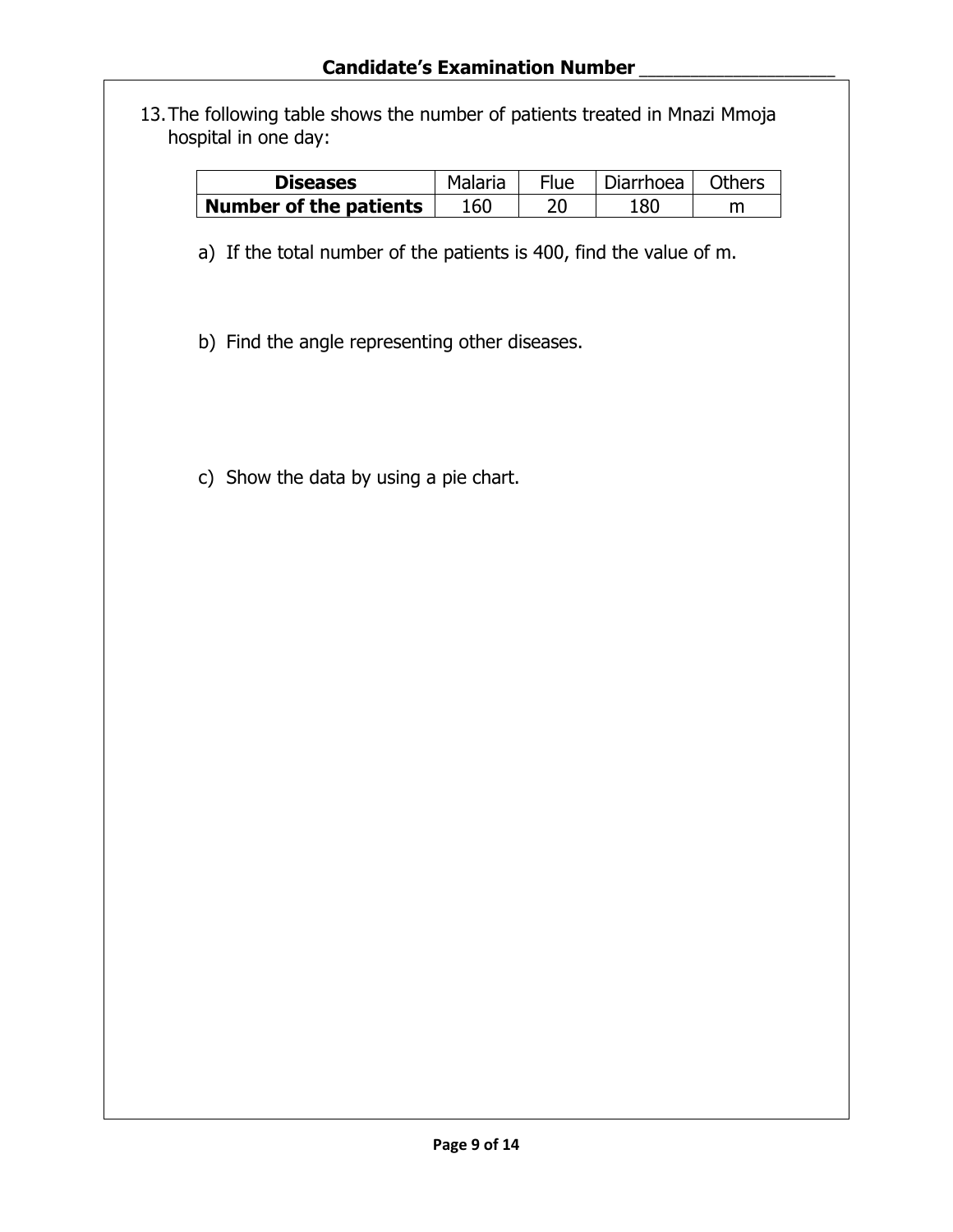**Candidate's Examination Number** ___________________

13. The following table shows the number of patients treated in Mnazi Mmoja hospital in one day:

| **Diseases** | Malaria | Flue | Diarrhoea | Others |
|---|---|---|---|---|
| **Number of the patients** | 160 | 20 | 180 | m |

a) If the total number of the patients is 400, find the value of m.

b) Find the angle representing other diseases.

c) Show the data by using a pie chart.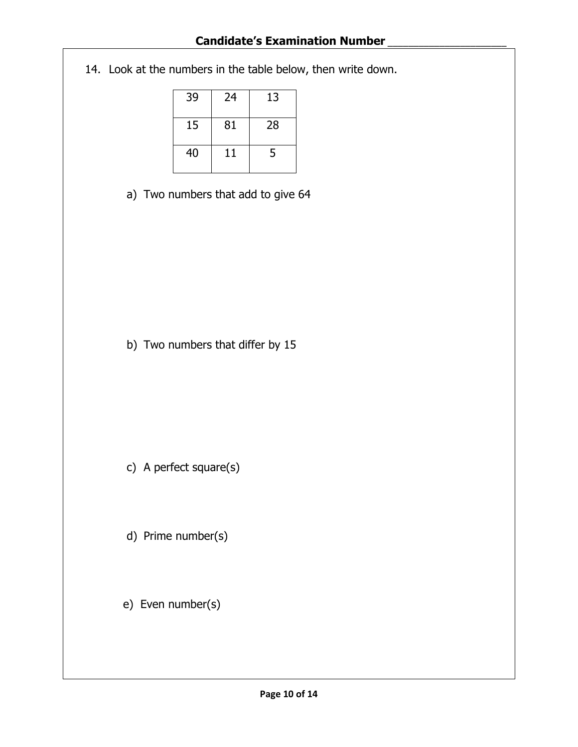14. Look at the numbers in the table below, then write down.

| | | |
|---|---|---|
| 39 | 24 | 13 |
| 15 | 81 | 28 |
| 40 | 11 | 5 |

a) Two numbers that add to give 64

b) Two numbers that differ by 15

c) A perfect square(s)

d) Prime number(s)

e) Even number(s)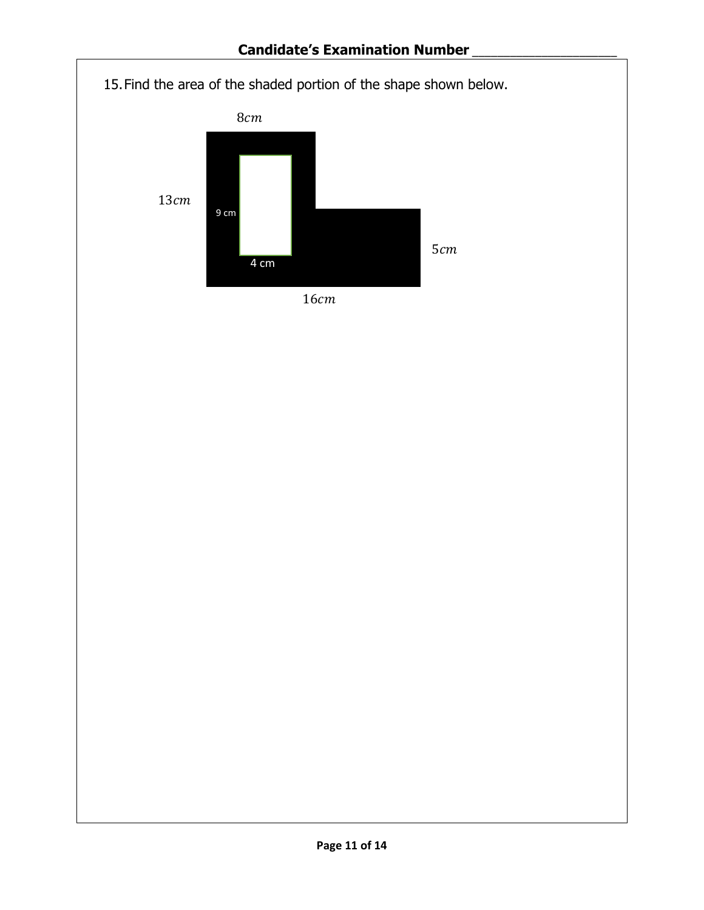15. Find the area of the shaded portion of the shape shown below.

$8cm$

$13cm$

9 cm

4 cm

$5cm$

$16cm$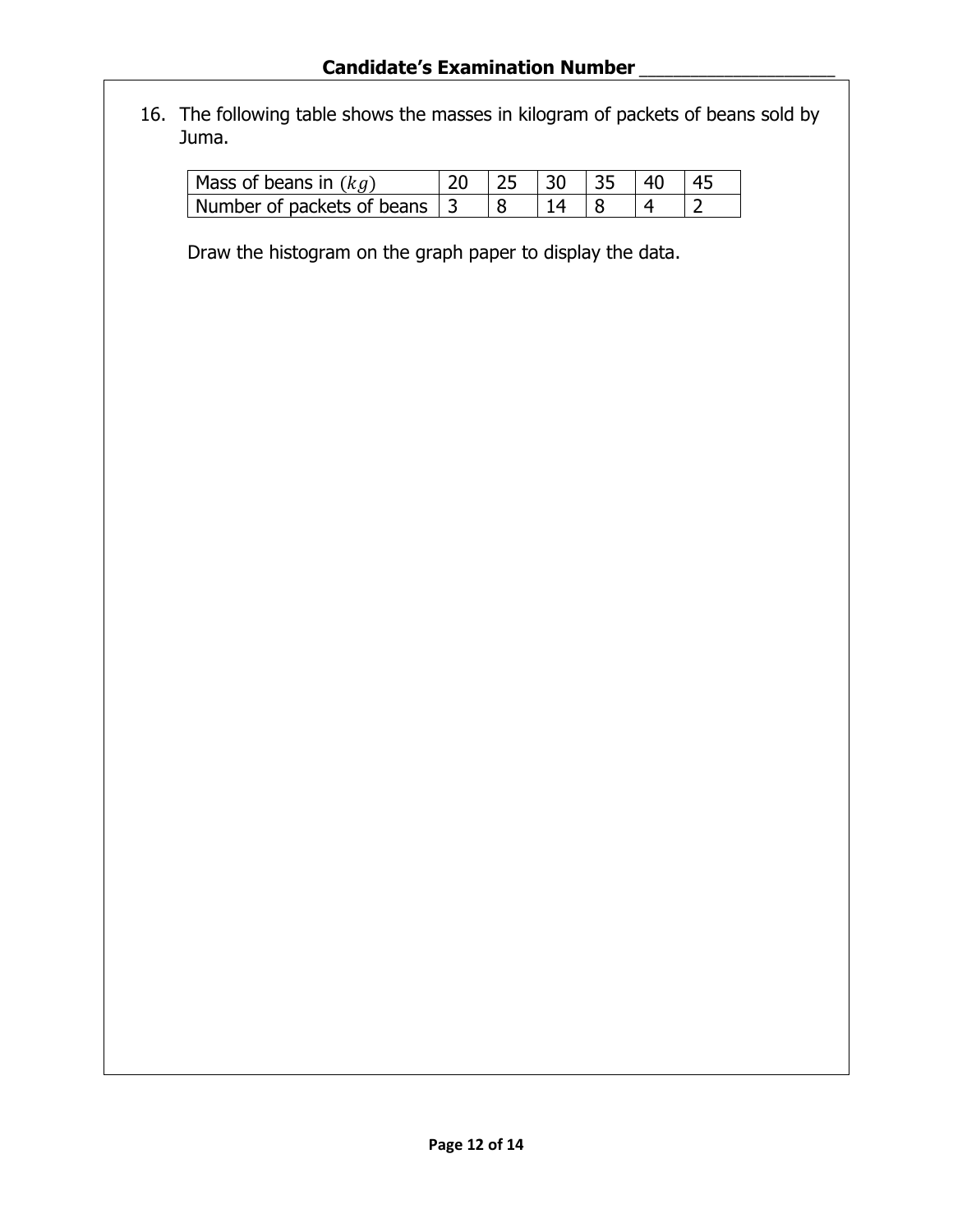16. The following table shows the masses in kilogram of packets of beans sold by Juma.

| Mass of beans in $(kg)$ | 20 | 25 | 30 | 35 | 40 | 45 |
|---|---|---|---|---|---|---|
| Number of packets of beans | 3 | 8 | 14 | 8 | 4 | 2 |

Draw the histogram on the graph paper to display the data.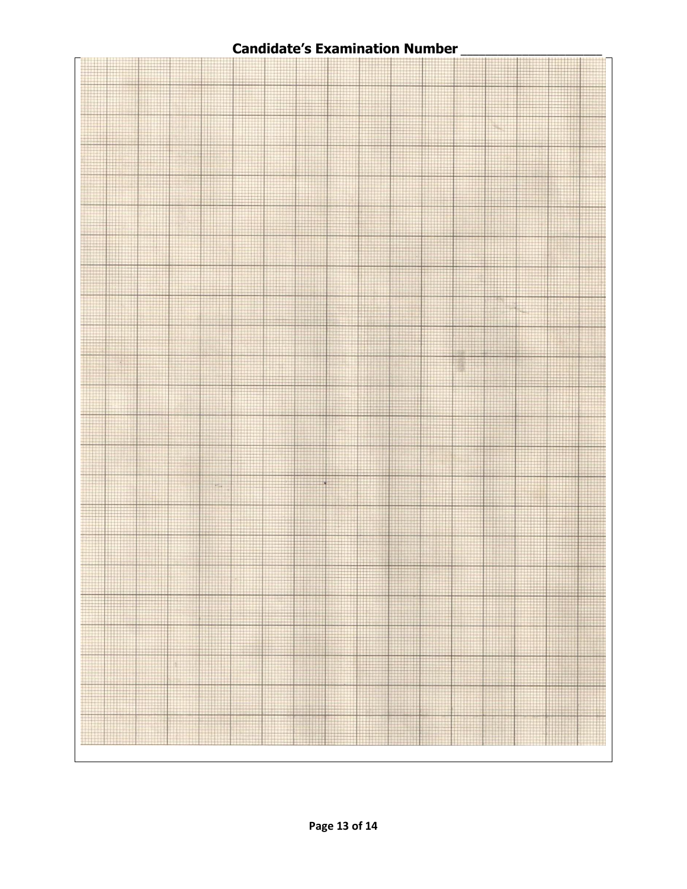**Candidate's Examination Number ___________________**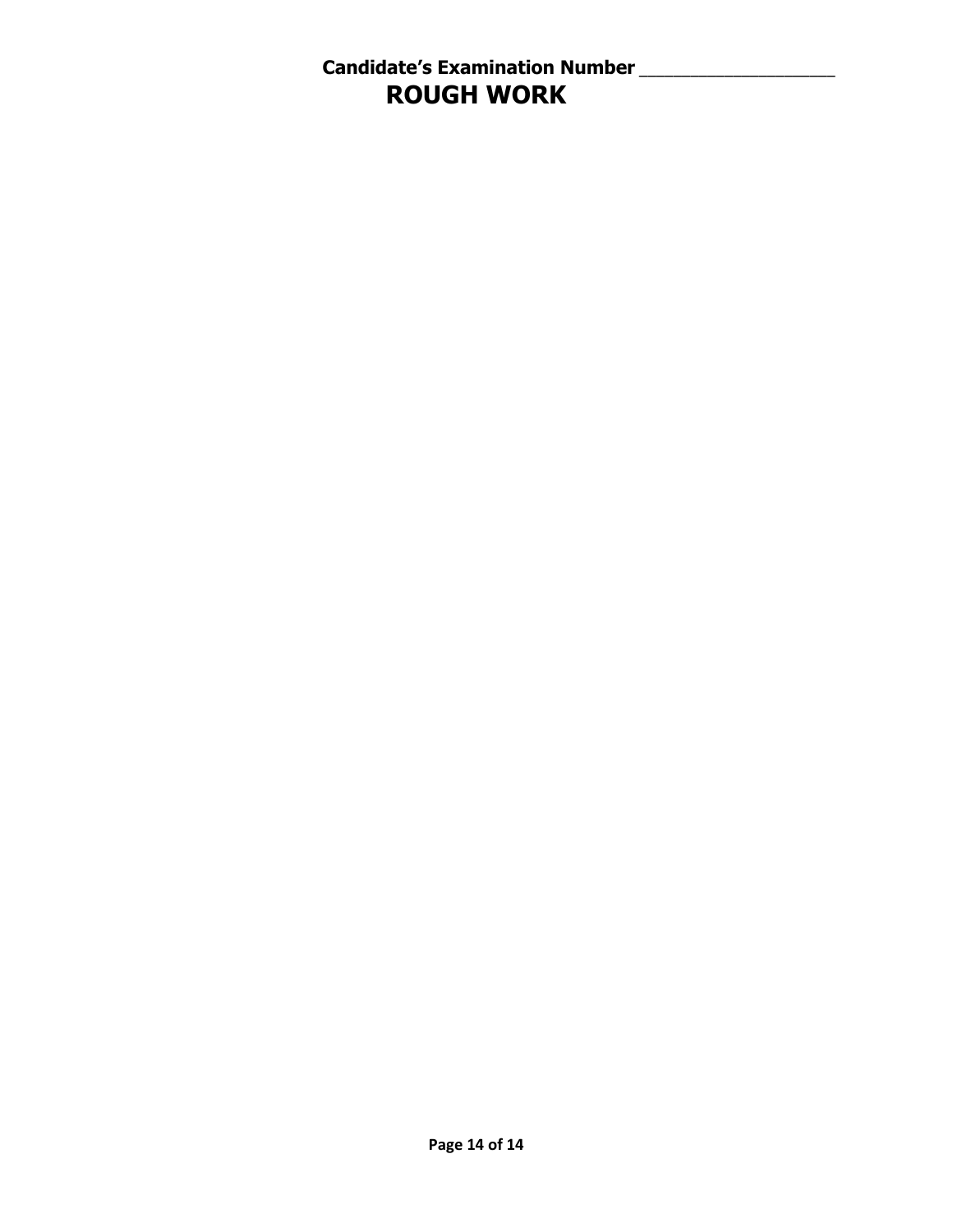**Candidate's Examination Number** ____________________

# ROUGH WORK